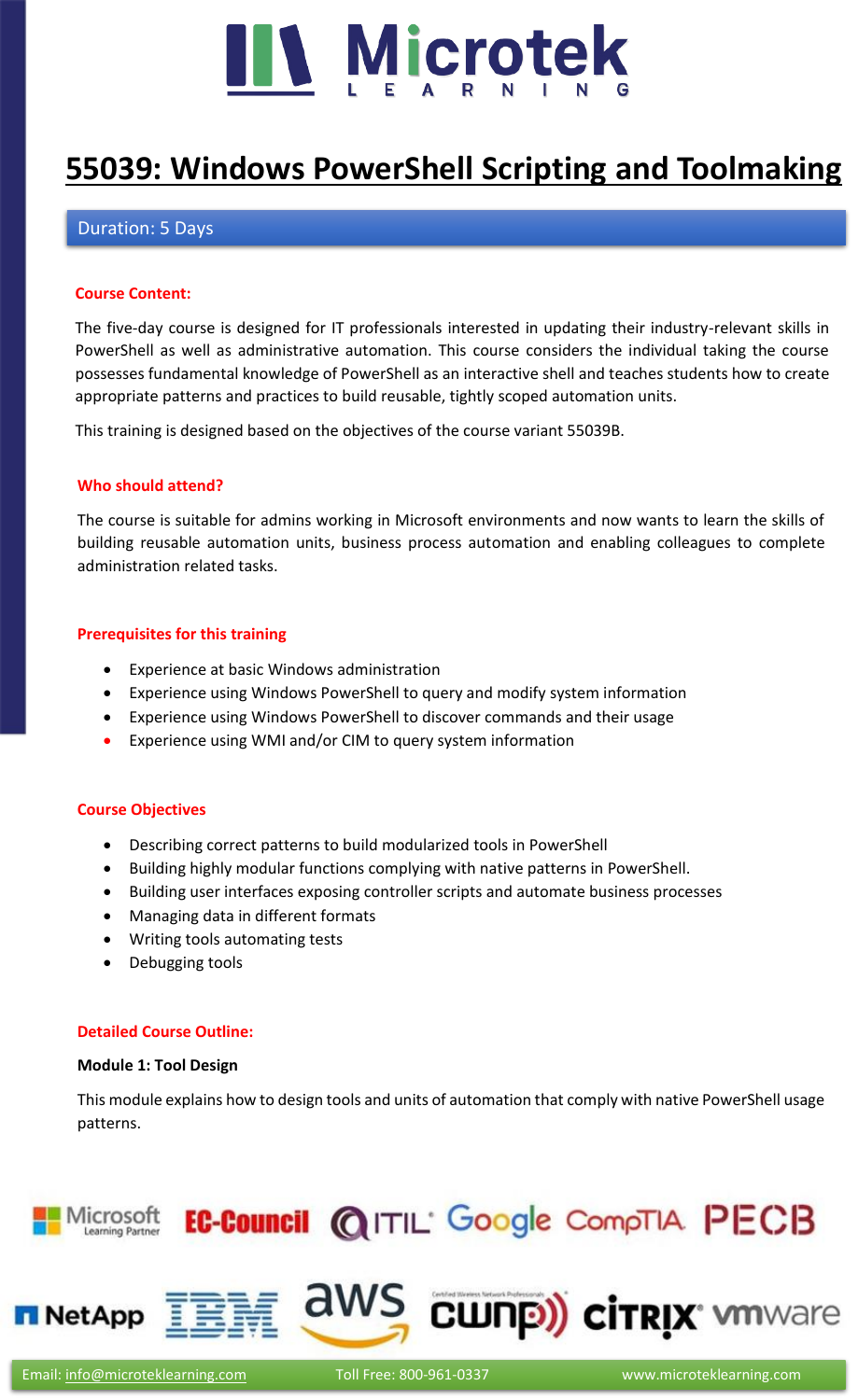# 55039: Windows PowerShell Scripting and Toolmaking

Duration: 5 Days

**Course Content:**

The five-day course is designed for IT professionals interested in updating their industry-relevant skills in PowerShell as well as administrative automation. This course considers the individual taking the course possesses fundamental knowledge of PowerShell as an interactive shell and teaches students how to create appropriate patterns and practices to build reusable, tightly scoped automation units.

This training is designed based on the objectives of the course variant 55039B.

**Who should attend?**

The course is suitable for admins working in Microsoft environments and now wants to learn the skills of building reusable automation units, business process automation and enabling colleagues to complete administration related tasks.

**Prerequisites for this training**

- Experience at basic Windows administration
- Experience using Windows PowerShell to query and modify system information
- Experience using Windows PowerShell to discover commands and their usage
- Experience using WMI and/or CIM to query system information

**Course Objectives**

- Describing correct patterns to build modularized tools in PowerShell
- Building highly modular functions complying with native patterns in PowerShell.
- Building user interfaces exposing controller scripts and automate business processes
- Managing data in different formats
- Writing tools automating tests
- Debugging tools

**Detailed Course Outline:**

**Module 1: Tool Design**

This module explains how to design tools and units of automation that comply with native PowerShell usage patterns.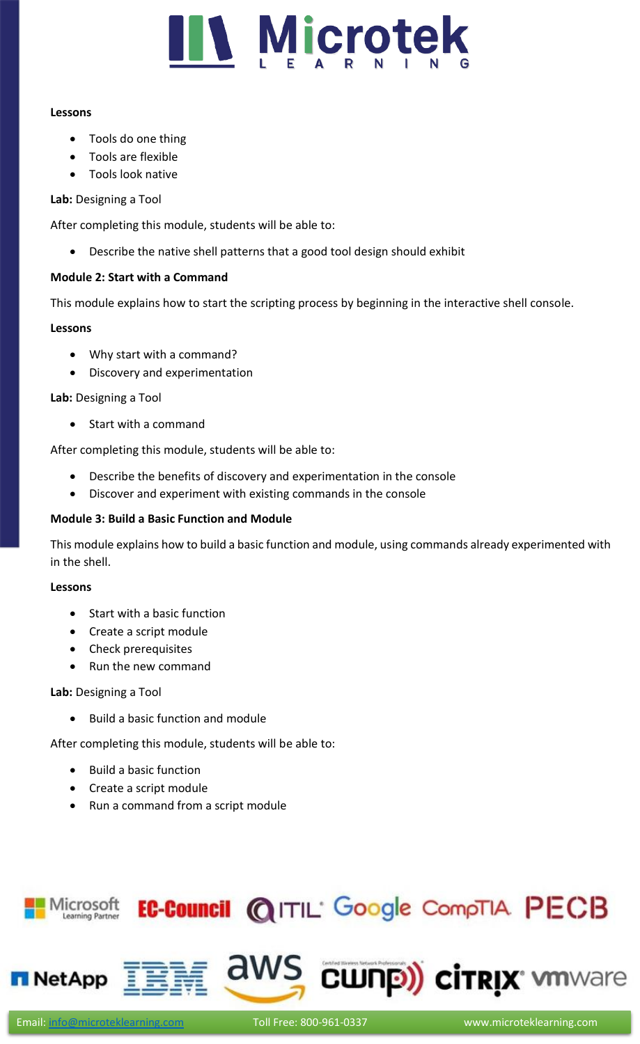**Lessons**

- Tools do one thing
- Tools are flexible
- Tools look native

**Lab:** Designing a Tool

After completing this module, students will be able to:

- Describe the native shell patterns that a good tool design should exhibit

**Module 2: Start with a Command**

This module explains how to start the scripting process by beginning in the interactive shell console.

**Lessons**

- Why start with a command?
- Discovery and experimentation

**Lab:** Designing a Tool

- Start with a command

After completing this module, students will be able to:

- Describe the benefits of discovery and experimentation in the console
- Discover and experiment with existing commands in the console

**Module 3: Build a Basic Function and Module**

This module explains how to build a basic function and module, using commands already experimented with in the shell.

**Lessons**

- Start with a basic function
- Create a script module
- Check prerequisites
- Run the new command

**Lab:** Designing a Tool

- Build a basic function and module

After completing this module, students will be able to:

- Build a basic function
- Create a script module
- Run a command from a script module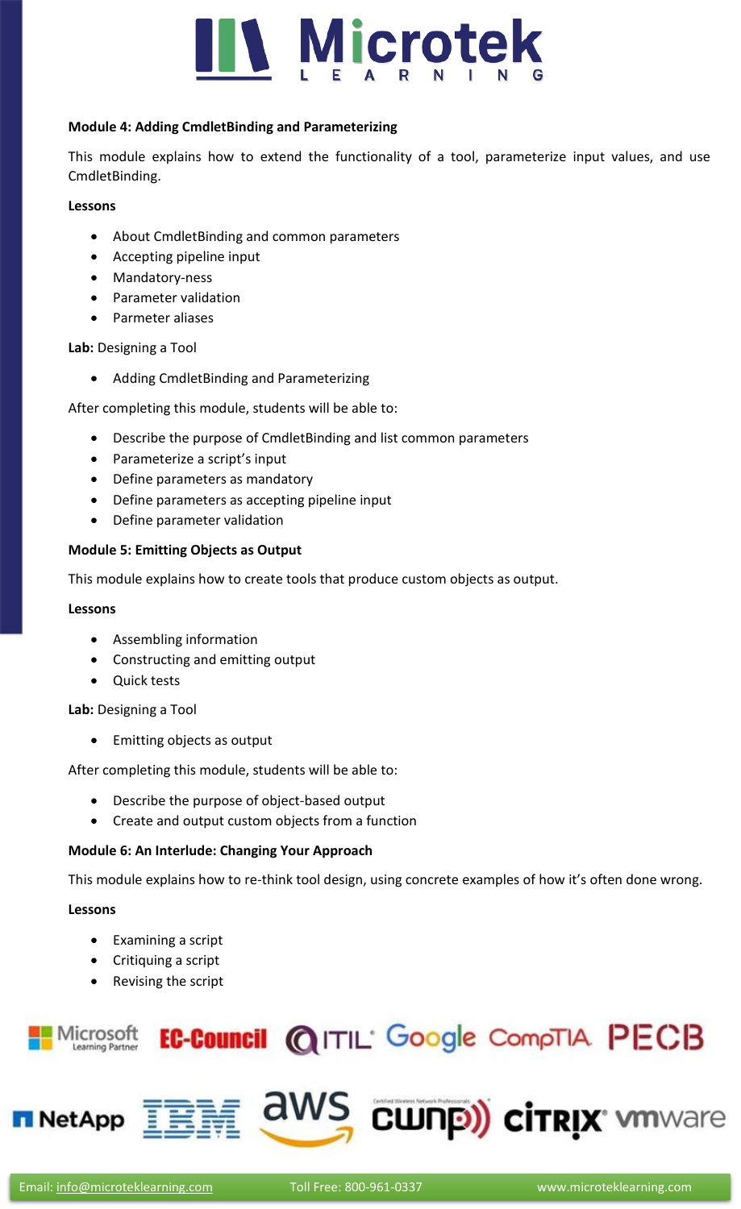**Module 4: Adding CmdletBinding and Parameterizing**

This module explains how to extend the functionality of a tool, parameterize input values, and use CmdletBinding.

**Lessons**

- About CmdletBinding and common parameters
- Accepting pipeline input
- Mandatory-ness
- Parameter validation
- Parmeter aliases

**Lab:** Designing a Tool

- Adding CmdletBinding and Parameterizing

After completing this module, students will be able to:

- Describe the purpose of CmdletBinding and list common parameters
- Parameterize a script's input
- Define parameters as mandatory
- Define parameters as accepting pipeline input
- Define parameter validation

**Module 5: Emitting Objects as Output**

This module explains how to create tools that produce custom objects as output.

**Lessons**

- Assembling information
- Constructing and emitting output
- Quick tests

**Lab:** Designing a Tool

- Emitting objects as output

After completing this module, students will be able to:

- Describe the purpose of object-based output
- Create and output custom objects from a function

**Module 6: An Interlude: Changing Your Approach**

This module explains how to re-think tool design, using concrete examples of how it's often done wrong.

**Lessons**

- Examining a script
- Critiquing a script
- Revising the script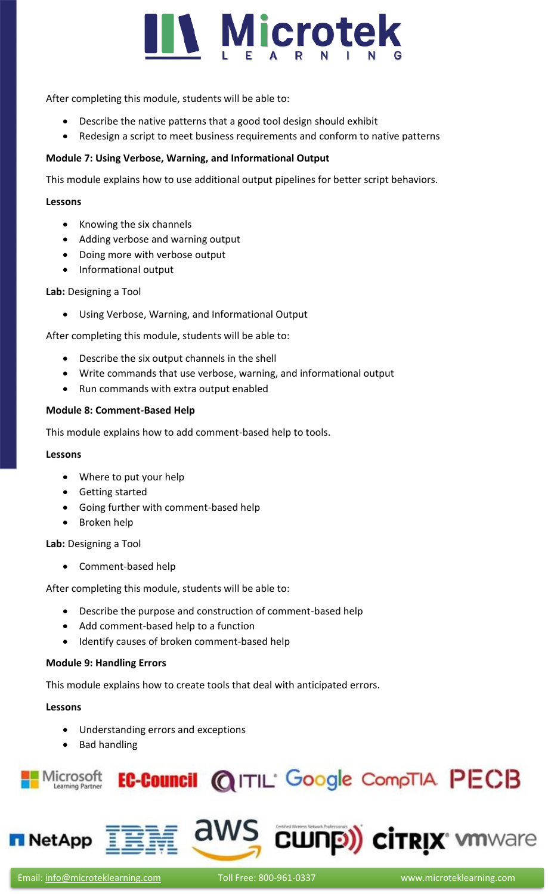After completing this module, students will be able to:

- Describe the native patterns that a good tool design should exhibit
- Redesign a script to meet business requirements and conform to native patterns

**Module 7: Using Verbose, Warning, and Informational Output**

This module explains how to use additional output pipelines for better script behaviors.

**Lessons**

- Knowing the six channels
- Adding verbose and warning output
- Doing more with verbose output
- Informational output

**Lab:** Designing a Tool

- Using Verbose, Warning, and Informational Output

After completing this module, students will be able to:

- Describe the six output channels in the shell
- Write commands that use verbose, warning, and informational output
- Run commands with extra output enabled

**Module 8: Comment-Based Help**

This module explains how to add comment-based help to tools.

**Lessons**

- Where to put your help
- Getting started
- Going further with comment-based help
- Broken help

**Lab:** Designing a Tool

- Comment-based help

After completing this module, students will be able to:

- Describe the purpose and construction of comment-based help
- Add comment-based help to a function
- Identify causes of broken comment-based help

**Module 9: Handling Errors**

This module explains how to create tools that deal with anticipated errors.

**Lessons**

- Understanding errors and exceptions
- Bad handling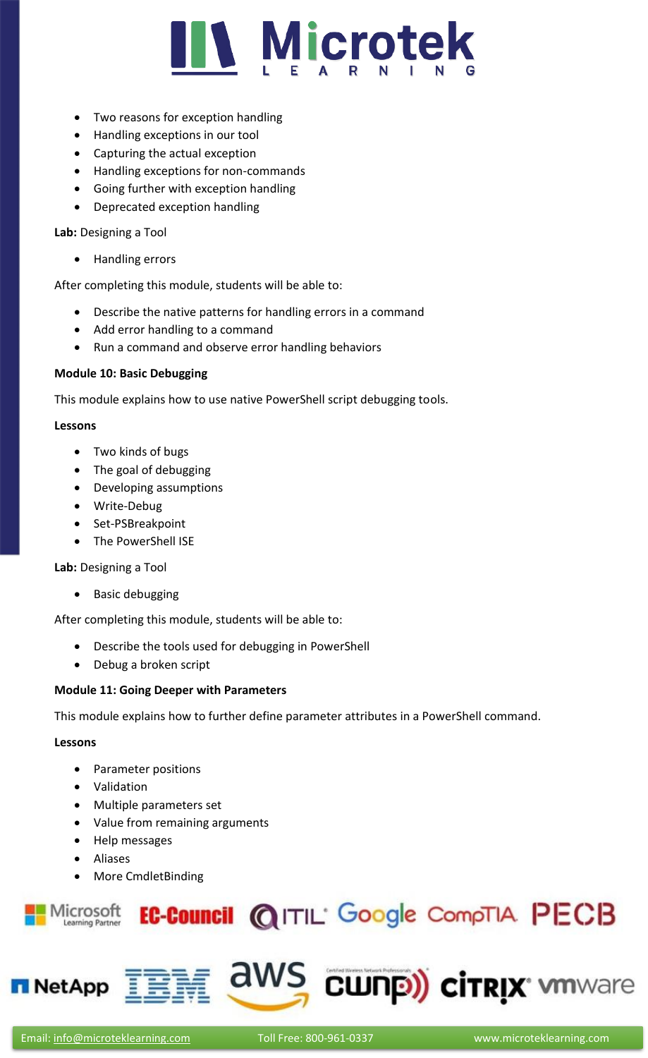- Two reasons for exception handling
- Handling exceptions in our tool
- Capturing the actual exception
- Handling exceptions for non-commands
- Going further with exception handling
- Deprecated exception handling

**Lab:** Designing a Tool

- Handling errors

After completing this module, students will be able to:

- Describe the native patterns for handling errors in a command
- Add error handling to a command
- Run a command and observe error handling behaviors

**Module 10: Basic Debugging**

This module explains how to use native PowerShell script debugging tools.

**Lessons**

- Two kinds of bugs
- The goal of debugging
- Developing assumptions
- Write-Debug
- Set-PSBreakpoint
- The PowerShell ISE

**Lab:** Designing a Tool

- Basic debugging

After completing this module, students will be able to:

- Describe the tools used for debugging in PowerShell
- Debug a broken script

**Module 11: Going Deeper with Parameters**

This module explains how to further define parameter attributes in a PowerShell command.

**Lessons**

- Parameter positions
- Validation
- Multiple parameters set
- Value from remaining arguments
- Help messages
- Aliases
- More CmdletBinding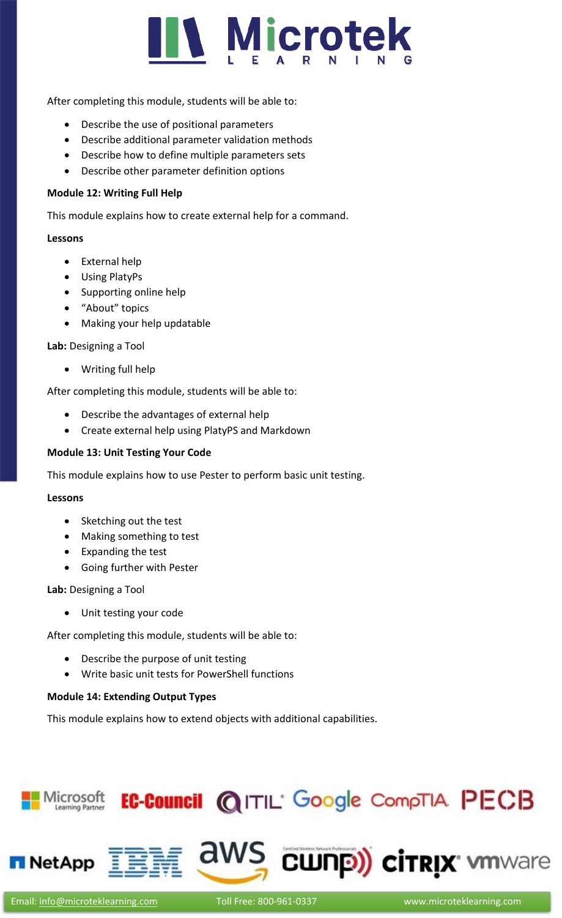After completing this module, students will be able to:

- Describe the use of positional parameters
- Describe additional parameter validation methods
- Describe how to define multiple parameters sets
- Describe other parameter definition options

**Module 12: Writing Full Help**

This module explains how to create external help for a command.

**Lessons**

- External help
- Using PlatyPs
- Supporting online help
- "About" topics
- Making your help updatable

**Lab:** Designing a Tool

- Writing full help

After completing this module, students will be able to:

- Describe the advantages of external help
- Create external help using PlatyPS and Markdown

**Module 13: Unit Testing Your Code**

This module explains how to use Pester to perform basic unit testing.

**Lessons**

- Sketching out the test
- Making something to test
- Expanding the test
- Going further with Pester

**Lab:** Designing a Tool

- Unit testing your code

After completing this module, students will be able to:

- Describe the purpose of unit testing
- Write basic unit tests for PowerShell functions

**Module 14: Extending Output Types**

This module explains how to extend objects with additional capabilities.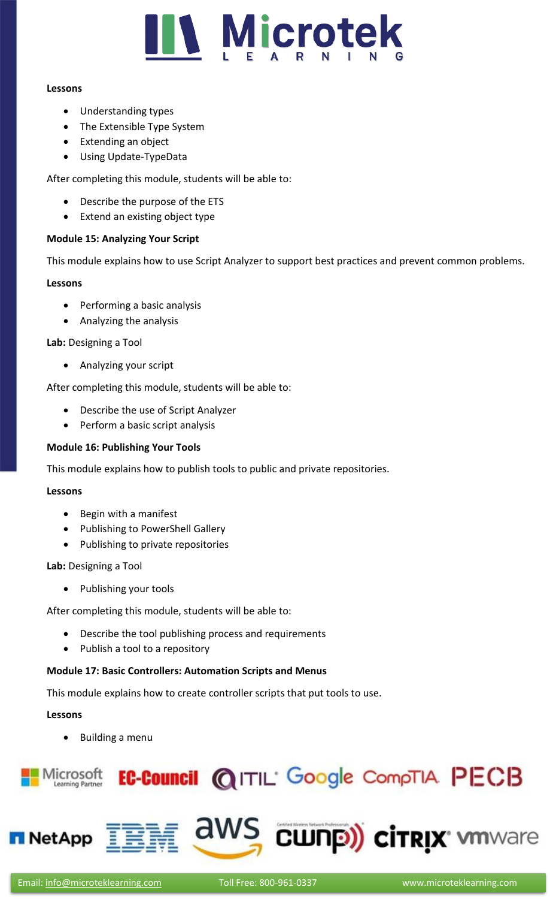**Lessons**

- Understanding types
- The Extensible Type System
- Extending an object
- Using Update-TypeData

After completing this module, students will be able to:

- Describe the purpose of the ETS
- Extend an existing object type

**Module 15: Analyzing Your Script**

This module explains how to use Script Analyzer to support best practices and prevent common problems.

**Lessons**

- Performing a basic analysis
- Analyzing the analysis

**Lab:** Designing a Tool

- Analyzing your script

After completing this module, students will be able to:

- Describe the use of Script Analyzer
- Perform a basic script analysis

**Module 16: Publishing Your Tools**

This module explains how to publish tools to public and private repositories.

**Lessons**

- Begin with a manifest
- Publishing to PowerShell Gallery
- Publishing to private repositories

**Lab:** Designing a Tool

- Publishing your tools

After completing this module, students will be able to:

- Describe the tool publishing process and requirements
- Publish a tool to a repository

**Module 17: Basic Controllers: Automation Scripts and Menus**

This module explains how to create controller scripts that put tools to use.

**Lessons**

- Building a menu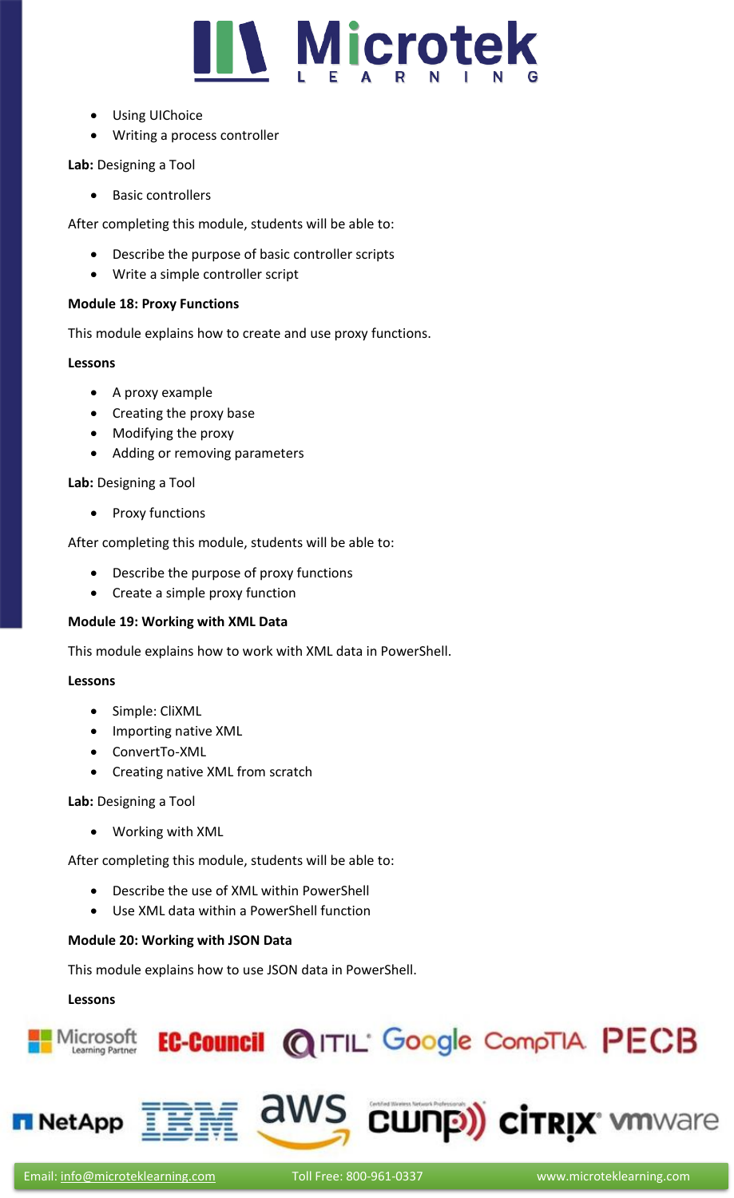- Using UIChoice
- Writing a process controller

**Lab:** Designing a Tool

- Basic controllers

After completing this module, students will be able to:

- Describe the purpose of basic controller scripts
- Write a simple controller script

**Module 18: Proxy Functions**

This module explains how to create and use proxy functions.

**Lessons**

- A proxy example
- Creating the proxy base
- Modifying the proxy
- Adding or removing parameters

**Lab:** Designing a Tool

- Proxy functions

After completing this module, students will be able to:

- Describe the purpose of proxy functions
- Create a simple proxy function

**Module 19: Working with XML Data**

This module explains how to work with XML data in PowerShell.

**Lessons**

- Simple: CliXML
- Importing native XML
- ConvertTo-XML
- Creating native XML from scratch

**Lab:** Designing a Tool

- Working with XML

After completing this module, students will be able to:

- Describe the use of XML within PowerShell
- Use XML data within a PowerShell function

**Module 20: Working with JSON Data**

This module explains how to use JSON data in PowerShell.

**Lessons**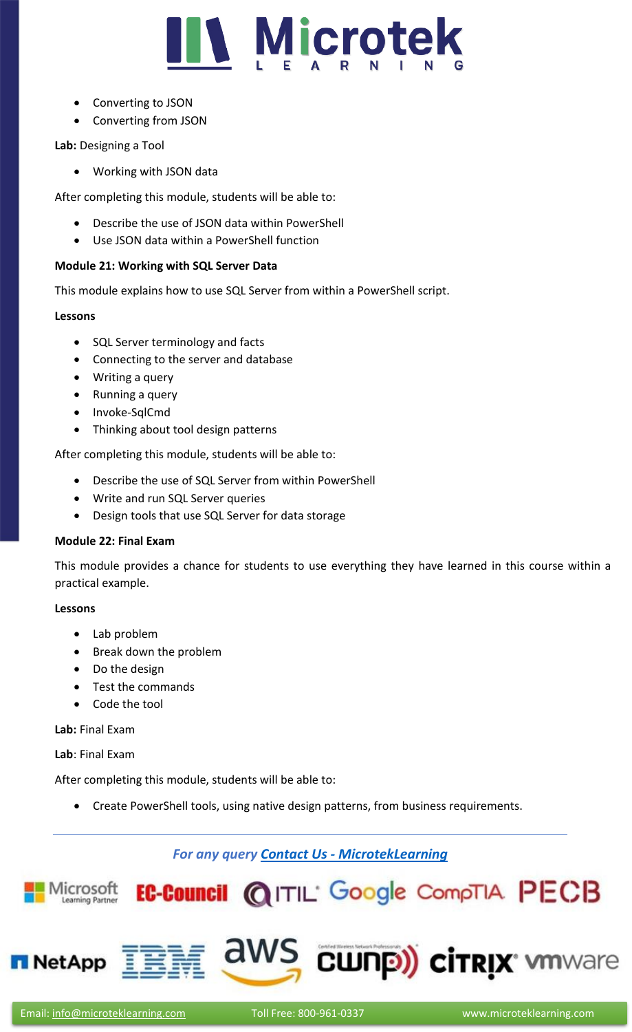- Converting to JSON
- Converting from JSON

**Lab:** Designing a Tool

- Working with JSON data

After completing this module, students will be able to:

- Describe the use of JSON data within PowerShell
- Use JSON data within a PowerShell function

**Module 21: Working with SQL Server Data**

This module explains how to use SQL Server from within a PowerShell script.

**Lessons**

- SQL Server terminology and facts
- Connecting to the server and database
- Writing a query
- Running a query
- Invoke-SqlCmd
- Thinking about tool design patterns

After completing this module, students will be able to:

- Describe the use of SQL Server from within PowerShell
- Write and run SQL Server queries
- Design tools that use SQL Server for data storage

**Module 22: Final Exam**

This module provides a chance for students to use everything they have learned in this course within a practical example.

**Lessons**

- Lab problem
- Break down the problem
- Do the design
- Test the commands
- Code the tool

**Lab:** Final Exam

**Lab**: Final Exam

After completing this module, students will be able to:

- Create PowerShell tools, using native design patterns, from business requirements.

*For any query* ***Contact Us - MicrotekLearning***

Email: info@microteklearning.com Toll Free: 800-961-0337 www.microteklearning.com